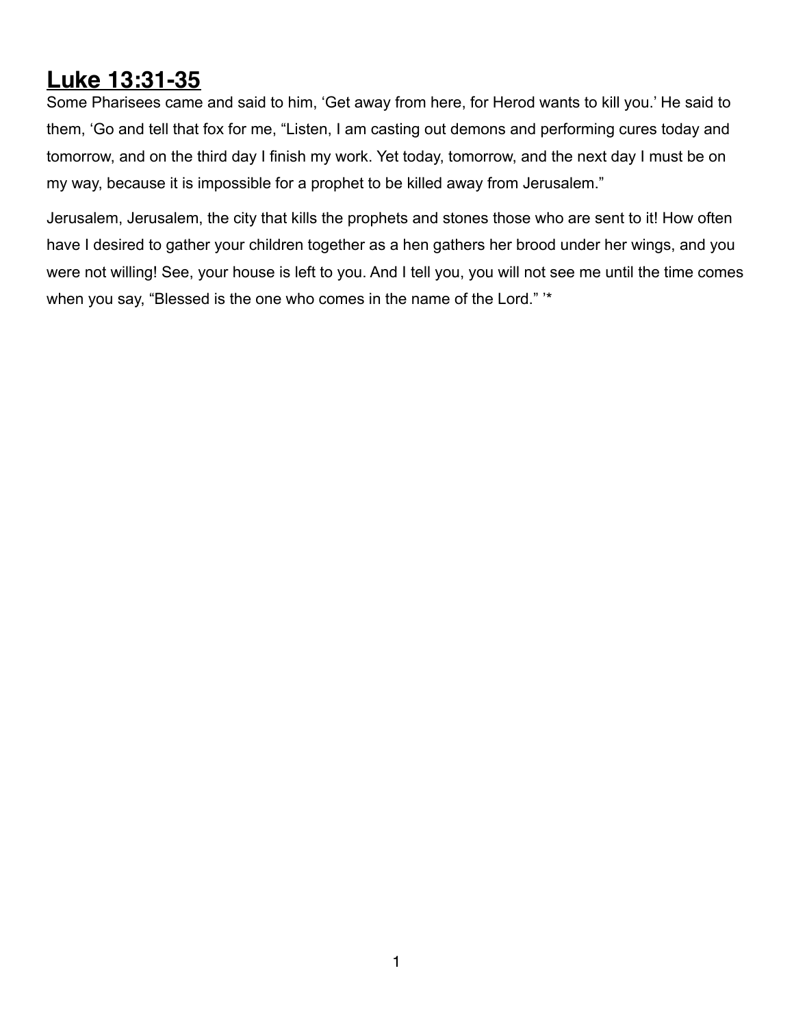# **Luke 13:31-35**

Some Pharisees came and said to him, ‘Get away from here, for Herod wants to kill you.’ He said to them, ‘Go and tell that fox for me, “Listen, I am casting out demons and performing cures today and tomorrow, and on the third day I finish my work. Yet today, tomorrow, and the next day I must be on my way, because it is impossible for a prophet to be killed away from Jerusalem.”

Jerusalem, Jerusalem, the city that kills the prophets and stones those who are sent to it! How often have I desired to gather your children together as a hen gathers her brood under her wings, and you were not willing! See, your house is left to you. And I tell you, you will not see me until the time comes when you say, “Blessed is the one who comes in the name of the Lord.” ’*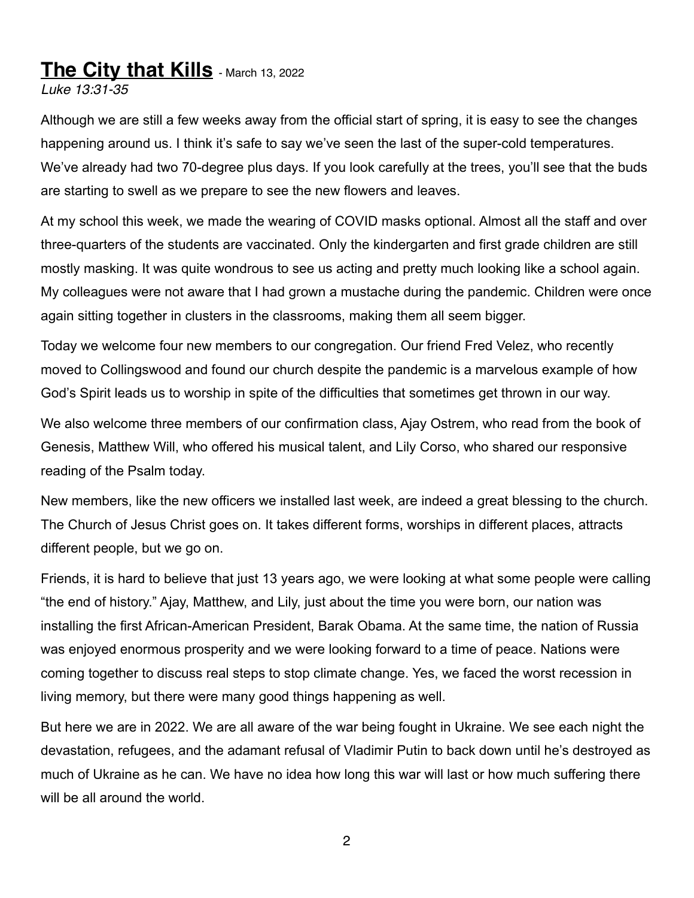# [The City that Kills](#) - March 13, 2022

*Luke 13:31-35*

Although we are still a few weeks away from the official start of spring, it is easy to see the changes happening around us. I think it's safe to say we've seen the last of the super-cold temperatures. We've already had two 70-degree plus days. If you look carefully at the trees, you'll see that the buds are starting to swell as we prepare to see the new flowers and leaves.

At my school this week, we made the wearing of COVID masks optional. Almost all the staff and over three-quarters of the students are vaccinated. Only the kindergarten and first grade children are still mostly masking. It was quite wondrous to see us acting and pretty much looking like a school again. My colleagues were not aware that I had grown a mustache during the pandemic. Children were once again sitting together in clusters in the classrooms, making them all seem bigger.

Today we welcome four new members to our congregation. Our friend Fred Velez, who recently moved to Collingswood and found our church despite the pandemic is a marvelous example of how God's Spirit leads us to worship in spite of the difficulties that sometimes get thrown in our way.

We also welcome three members of our confirmation class, Ajay Ostrem, who read from the book of Genesis, Matthew Will, who offered his musical talent, and Lily Corso, who shared our responsive reading of the Psalm today.

New members, like the new officers we installed last week, are indeed a great blessing to the church. The Church of Jesus Christ goes on. It takes different forms, worships in different places, attracts different people, but we go on.

Friends, it is hard to believe that just 13 years ago, we were looking at what some people were calling "the end of history." Ajay, Matthew, and Lily, just about the time you were born, our nation was installing the first African-American President, Barak Obama. At the same time, the nation of Russia was enjoyed enormous prosperity and we were looking forward to a time of peace. Nations were coming together to discuss real steps to stop climate change. Yes, we faced the worst recession in living memory, but there were many good things happening as well.

But here we are in 2022. We are all aware of the war being fought in Ukraine. We see each night the devastation, refugees, and the adamant refusal of Vladimir Putin to back down until he's destroyed as much of Ukraine as he can. We have no idea how long this war will last or how much suffering there will be all around the world.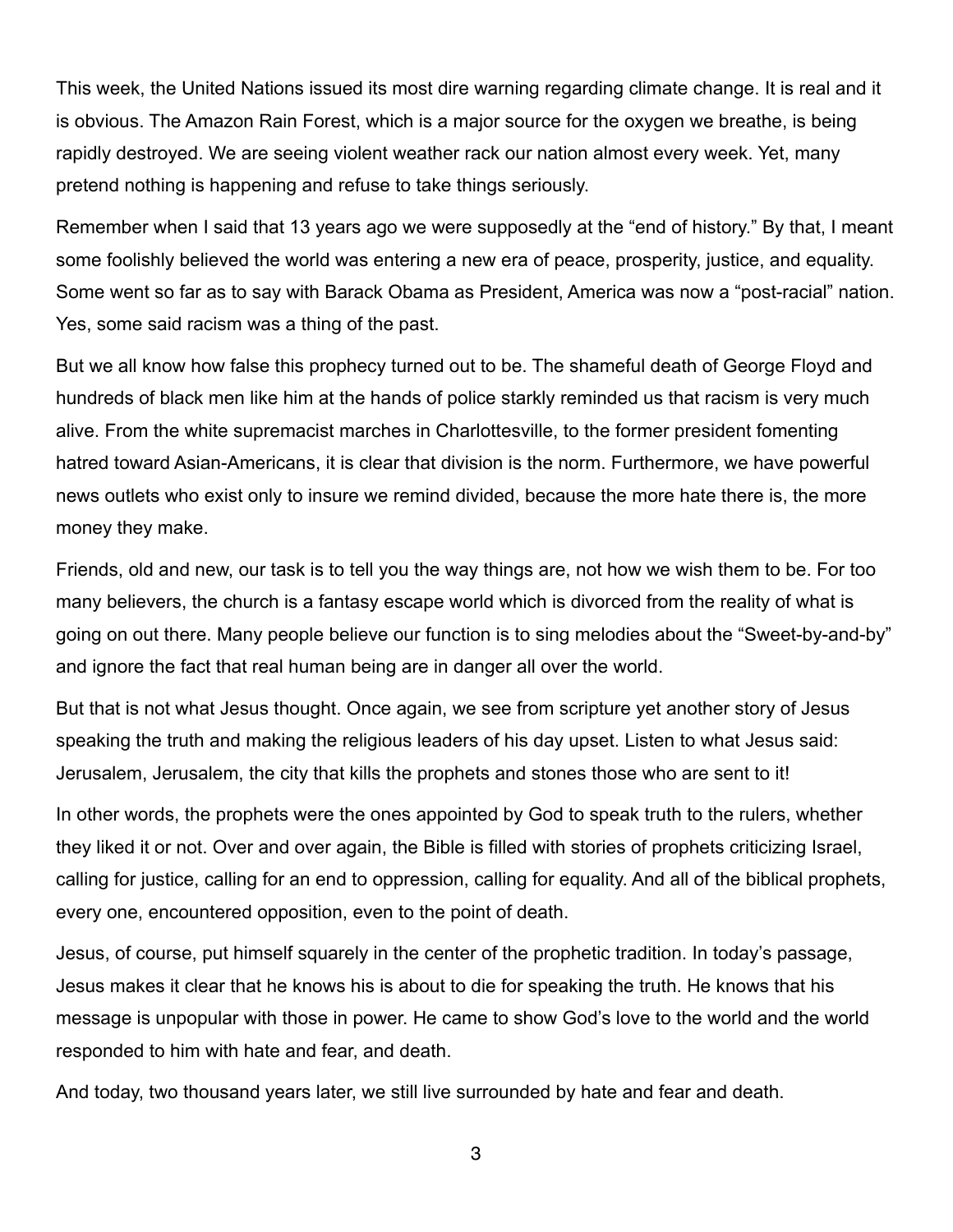This week, the United Nations issued its most dire warning regarding climate change. It is real and it is obvious. The Amazon Rain Forest, which is a major source for the oxygen we breathe, is being rapidly destroyed. We are seeing violent weather rack our nation almost every week. Yet, many pretend nothing is happening and refuse to take things seriously.

Remember when I said that 13 years ago we were supposedly at the "end of history." By that, I meant some foolishly believed the world was entering a new era of peace, prosperity, justice, and equality. Some went so far as to say with Barack Obama as President, America was now a "post-racial" nation. Yes, some said racism was a thing of the past.

But we all know how false this prophecy turned out to be. The shameful death of George Floyd and hundreds of black men like him at the hands of police starkly reminded us that racism is very much alive. From the white supremacist marches in Charlottesville, to the former president fomenting hatred toward Asian-Americans, it is clear that division is the norm. Furthermore, we have powerful news outlets who exist only to insure we remind divided, because the more hate there is, the more money they make.

Friends, old and new, our task is to tell you the way things are, not how we wish them to be. For too many believers, the church is a fantasy escape world which is divorced from the reality of what is going on out there. Many people believe our function is to sing melodies about the "Sweet-by-and-by" and ignore the fact that real human being are in danger all over the world.

But that is not what Jesus thought. Once again, we see from scripture yet another story of Jesus speaking the truth and making the religious leaders of his day upset. Listen to what Jesus said: Jerusalem, Jerusalem, the city that kills the prophets and stones those who are sent to it!

In other words, the prophets were the ones appointed by God to speak truth to the rulers, whether they liked it or not. Over and over again, the Bible is filled with stories of prophets criticizing Israel, calling for justice, calling for an end to oppression, calling for equality. And all of the biblical prophets, every one, encountered opposition, even to the point of death.

Jesus, of course, put himself squarely in the center of the prophetic tradition. In today's passage, Jesus makes it clear that he knows his is about to die for speaking the truth. He knows that his message is unpopular with those in power. He came to show God's love to the world and the world responded to him with hate and fear, and death.

And today, two thousand years later, we still live surrounded by hate and fear and death.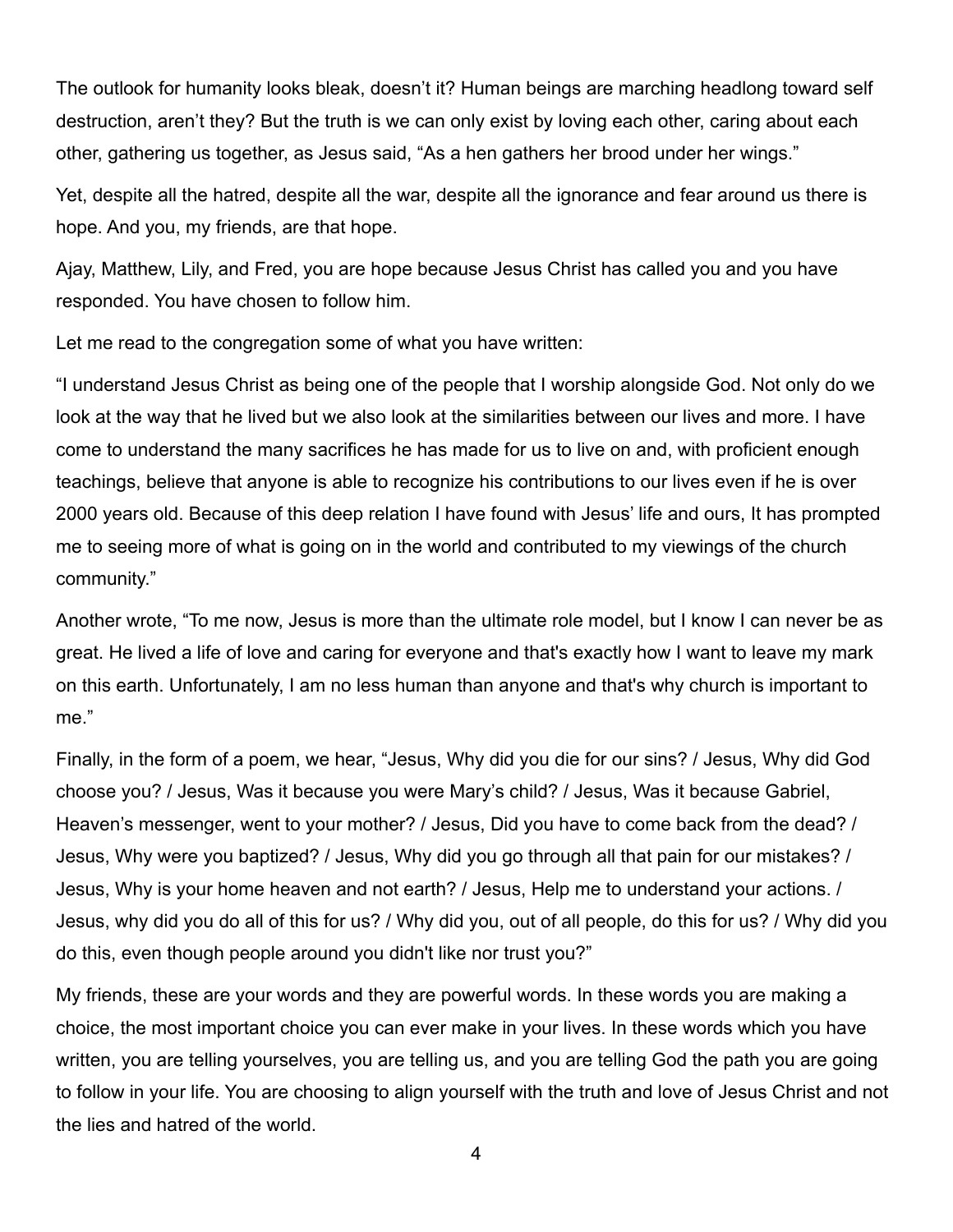The outlook for humanity looks bleak, doesn't it? Human beings are marching headlong toward self destruction, aren't they? But the truth is we can only exist by loving each other, caring about each other, gathering us together, as Jesus said, "As a hen gathers her brood under her wings."

Yet, despite all the hatred, despite all the war, despite all the ignorance and fear around us there is hope. And you, my friends, are that hope.

Ajay, Matthew, Lily, and Fred, you are hope because Jesus Christ has called you and you have responded. You have chosen to follow him.

Let me read to the congregation some of what you have written:

"I understand Jesus Christ as being one of the people that I worship alongside God. Not only do we look at the way that he lived but we also look at the similarities between our lives and more. I have come to understand the many sacrifices he has made for us to live on and, with proficient enough teachings, believe that anyone is able to recognize his contributions to our lives even if he is over 2000 years old. Because of this deep relation I have found with Jesus' life and ours, It has prompted me to seeing more of what is going on in the world and contributed to my viewings of the church community."

Another wrote, "To me now, Jesus is more than the ultimate role model, but I know I can never be as great. He lived a life of love and caring for everyone and that's exactly how I want to leave my mark on this earth. Unfortunately, I am no less human than anyone and that's why church is important to me."

Finally, in the form of a poem, we hear, "Jesus, Why did you die for our sins? / Jesus, Why did God choose you? / Jesus, Was it because you were Mary's child? / Jesus, Was it because Gabriel, Heaven's messenger, went to your mother? / Jesus, Did you have to come back from the dead? / Jesus, Why were you baptized? / Jesus, Why did you go through all that pain for our mistakes? / Jesus, Why is your home heaven and not earth? / Jesus, Help me to understand your actions. / Jesus, why did you do all of this for us? / Why did you, out of all people, do this for us? / Why did you do this, even though people around you didn't like nor trust you?"

My friends, these are your words and they are powerful words. In these words you are making a choice, the most important choice you can ever make in your lives. In these words which you have written, you are telling yourselves, you are telling us, and you are telling God the path you are going to follow in your life. You are choosing to align yourself with the truth and love of Jesus Christ and not the lies and hatred of the world.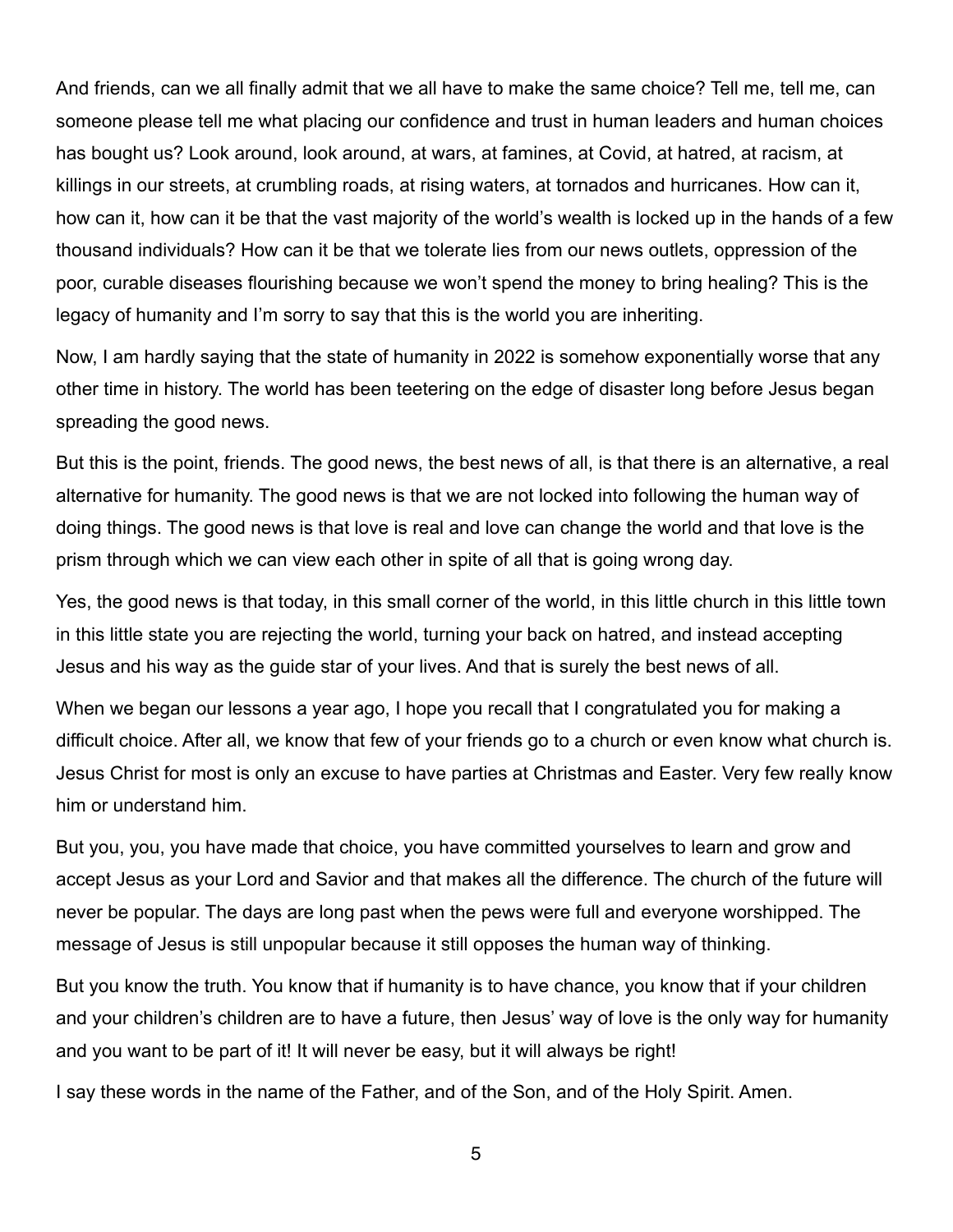And friends, can we all finally admit that we all have to make the same choice? Tell me, tell me, can someone please tell me what placing our confidence and trust in human leaders and human choices has bought us? Look around, look around, at wars, at famines, at Covid, at hatred, at racism, at killings in our streets, at crumbling roads, at rising waters, at tornados and hurricanes. How can it, how can it, how can it be that the vast majority of the world's wealth is locked up in the hands of a few thousand individuals? How can it be that we tolerate lies from our news outlets, oppression of the poor, curable diseases flourishing because we won't spend the money to bring healing? This is the legacy of humanity and I'm sorry to say that this is the world you are inheriting.

Now, I am hardly saying that the state of humanity in 2022 is somehow exponentially worse that any other time in history. The world has been teetering on the edge of disaster long before Jesus began spreading the good news.

But this is the point, friends. The good news, the best news of all, is that there is an alternative, a real alternative for humanity. The good news is that we are not locked into following the human way of doing things. The good news is that love is real and love can change the world and that love is the prism through which we can view each other in spite of all that is going wrong day.

Yes, the good news is that today, in this small corner of the world, in this little church in this little town in this little state you are rejecting the world, turning your back on hatred, and instead accepting Jesus and his way as the guide star of your lives. And that is surely the best news of all.

When we began our lessons a year ago, I hope you recall that I congratulated you for making a difficult choice. After all, we know that few of your friends go to a church or even know what church is. Jesus Christ for most is only an excuse to have parties at Christmas and Easter. Very few really know him or understand him.

But you, you, you have made that choice, you have committed yourselves to learn and grow and accept Jesus as your Lord and Savior and that makes all the difference. The church of the future will never be popular. The days are long past when the pews were full and everyone worshipped. The message of Jesus is still unpopular because it still opposes the human way of thinking.

But you know the truth. You know that if humanity is to have chance, you know that if your children and your children's children are to have a future, then Jesus' way of love is the only way for humanity and you want to be part of it! It will never be easy, but it will always be right!

I say these words in the name of the Father, and of the Son, and of the Holy Spirit. Amen.